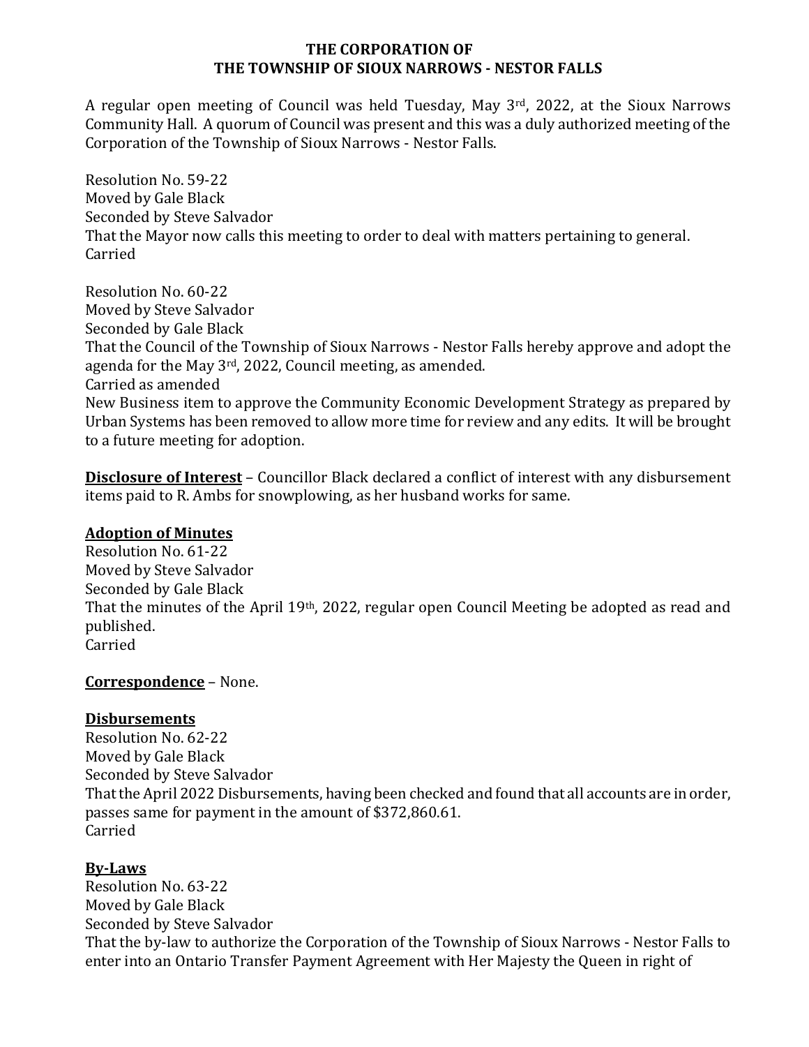**THE CORPORATION OF**
**THE TOWNSHIP OF SIOUX NARROWS - NESTOR FALLS**

A regular open meeting of Council was held Tuesday, May 3rd, 2022, at the Sioux Narrows Community Hall. A quorum of Council was present and this was a duly authorized meeting of the Corporation of the Township of Sioux Narrows - Nestor Falls.

Resolution No. 59-22
Moved by Gale Black
Seconded by Steve Salvador
That the Mayor now calls this meeting to order to deal with matters pertaining to general.
Carried

Resolution No. 60-22
Moved by Steve Salvador
Seconded by Gale Black
That the Council of the Township of Sioux Narrows - Nestor Falls hereby approve and adopt the agenda for the May 3rd, 2022, Council meeting, as amended.
Carried as amended
New Business item to approve the Community Economic Development Strategy as prepared by Urban Systems has been removed to allow more time for review and any edits. It will be brought to a future meeting for adoption.

**Disclosure of Interest** – Councillor Black declared a conflict of interest with any disbursement items paid to R. Ambs for snowplowing, as her husband works for same.

**Adoption of Minutes**
Resolution No. 61-22
Moved by Steve Salvador
Seconded by Gale Black
That the minutes of the April 19th, 2022, regular open Council Meeting be adopted as read and published.
Carried

**Correspondence** – None.

**Disbursements**
Resolution No. 62-22
Moved by Gale Black
Seconded by Steve Salvador
That the April 2022 Disbursements, having been checked and found that all accounts are in order, passes same for payment in the amount of $372,860.61.
Carried

**By-Laws**
Resolution No. 63-22
Moved by Gale Black
Seconded by Steve Salvador
That the by-law to authorize the Corporation of the Township of Sioux Narrows - Nestor Falls to enter into an Ontario Transfer Payment Agreement with Her Majesty the Queen in right of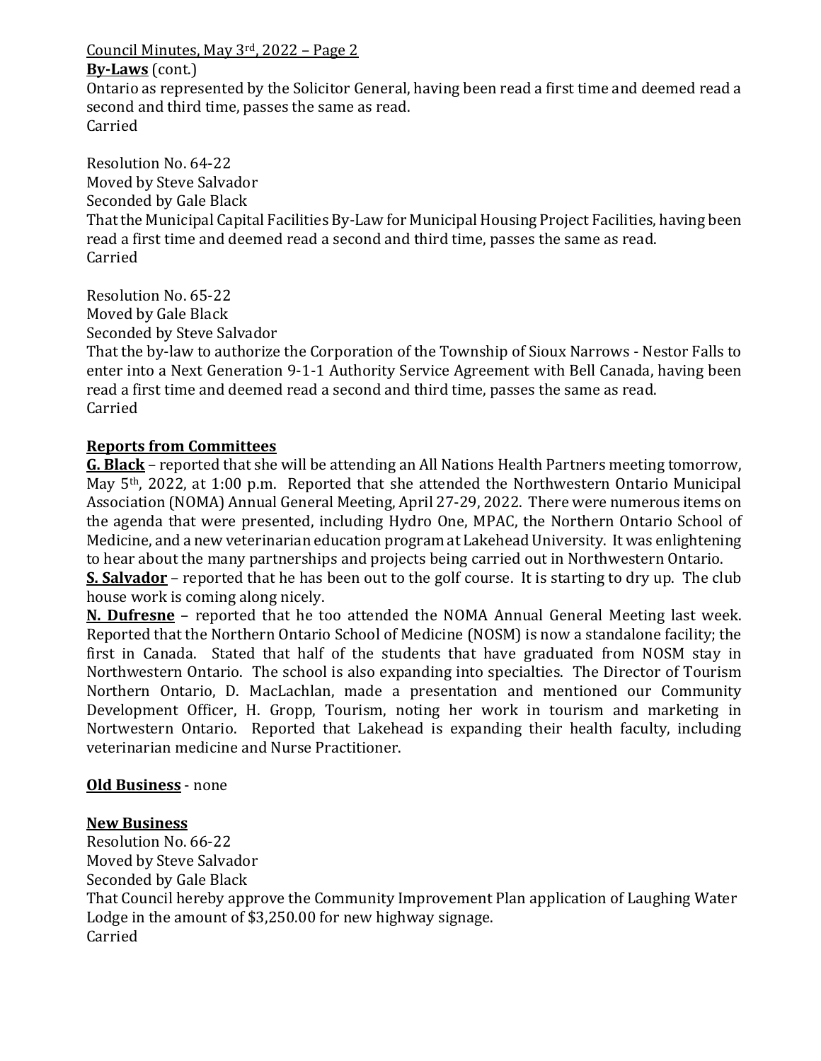**By-Laws** (cont.)

Ontario as represented by the Solicitor General, having been read a first time and deemed read a second and third time, passes the same as read.
Carried

Resolution No. 64-22
Moved by Steve Salvador
Seconded by Gale Black
That the Municipal Capital Facilities By-Law for Municipal Housing Project Facilities, having been read a first time and deemed read a second and third time, passes the same as read.
Carried

Resolution No. 65-22
Moved by Gale Black
Seconded by Steve Salvador
That the by-law to authorize the Corporation of the Township of Sioux Narrows - Nestor Falls to enter into a Next Generation 9-1-1 Authority Service Agreement with Bell Canada, having been read a first time and deemed read a second and third time, passes the same as read.
Carried

**Reports from Committees**

**G. Black** – reported that she will be attending an All Nations Health Partners meeting tomorrow, May 5th, 2022, at 1:00 p.m. Reported that she attended the Northwestern Ontario Municipal Association (NOMA) Annual General Meeting, April 27-29, 2022. There were numerous items on the agenda that were presented, including Hydro One, MPAC, the Northern Ontario School of Medicine, and a new veterinarian education program at Lakehead University. It was enlightening to hear about the many partnerships and projects being carried out in Northwestern Ontario.

**S. Salvador** – reported that he has been out to the golf course. It is starting to dry up. The club house work is coming along nicely.

**N. Dufresne** – reported that he too attended the NOMA Annual General Meeting last week. Reported that the Northern Ontario School of Medicine (NOSM) is now a standalone facility; the first in Canada. Stated that half of the students that have graduated from NOSM stay in Northwestern Ontario. The school is also expanding into specialties. The Director of Tourism Northern Ontario, D. MacLachlan, made a presentation and mentioned our Community Development Officer, H. Gropp, Tourism, noting her work in tourism and marketing in Nortwestern Ontario. Reported that Lakehead is expanding their health faculty, including veterinarian medicine and Nurse Practitioner.

**Old Business** - none

**New Business**

Resolution No. 66-22
Moved by Steve Salvador
Seconded by Gale Black
That Council hereby approve the Community Improvement Plan application of Laughing Water Lodge in the amount of $3,250.00 for new highway signage.
Carried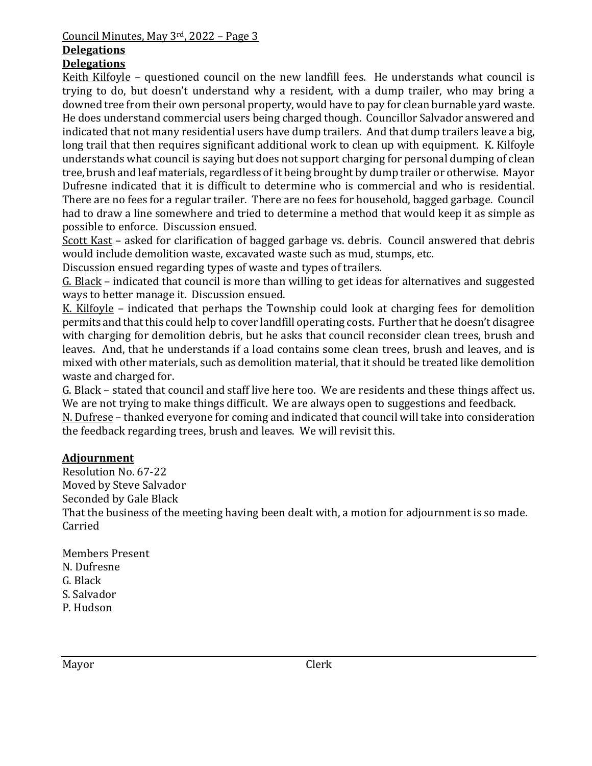Council Minutes, May 3rd, 2022 – Page 3

**Delegations**

**Delegations**

Keith Kilfoyle – questioned council on the new landfill fees. He understands what council is trying to do, but doesn't understand why a resident, with a dump trailer, who may bring a downed tree from their own personal property, would have to pay for clean burnable yard waste. He does understand commercial users being charged though. Councillor Salvador answered and indicated that not many residential users have dump trailers. And that dump trailers leave a big, long trail that then requires significant additional work to clean up with equipment. K. Kilfoyle understands what council is saying but does not support charging for personal dumping of clean tree, brush and leaf materials, regardless of it being brought by dump trailer or otherwise. Mayor Dufresne indicated that it is difficult to determine who is commercial and who is residential. There are no fees for a regular trailer. There are no fees for household, bagged garbage. Council had to draw a line somewhere and tried to determine a method that would keep it as simple as possible to enforce. Discussion ensued.

Scott Kast – asked for clarification of bagged garbage vs. debris. Council answered that debris would include demolition waste, excavated waste such as mud, stumps, etc.

Discussion ensued regarding types of waste and types of trailers.

G. Black – indicated that council is more than willing to get ideas for alternatives and suggested ways to better manage it. Discussion ensued.

K. Kilfoyle – indicated that perhaps the Township could look at charging fees for demolition permits and that this could help to cover landfill operating costs. Further that he doesn't disagree with charging for demolition debris, but he asks that council reconsider clean trees, brush and leaves. And, that he understands if a load contains some clean trees, brush and leaves, and is mixed with other materials, such as demolition material, that it should be treated like demolition waste and charged for.

G. Black – stated that council and staff live here too. We are residents and these things affect us. We are not trying to make things difficult. We are always open to suggestions and feedback.

N. Dufrese – thanked everyone for coming and indicated that council will take into consideration the feedback regarding trees, brush and leaves. We will revisit this.

**Adjournment**

Resolution No. 67-22
Moved by Steve Salvador
Seconded by Gale Black
That the business of the meeting having been dealt with, a motion for adjournment is so made.
Carried

Members Present
N. Dufresne
G. Black
S. Salvador
P. Hudson

Mayor Clerk